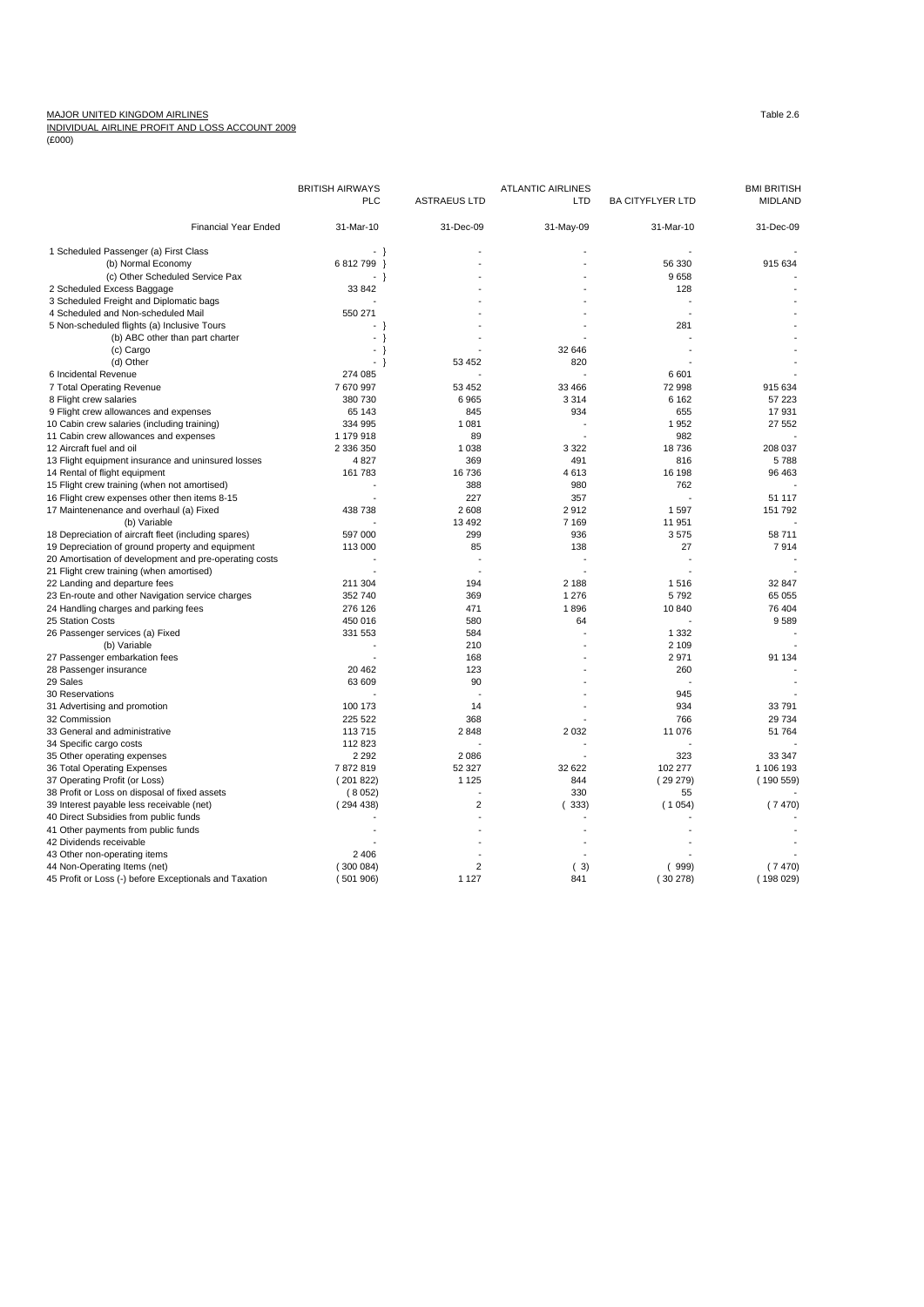MAJOR UNITED KINGDOM AIRLINES
INDIVIDUAL AIRLINE PROFIT AND LOSS ACCOUNT 2009
(£000)

Table 2.6

| | BRITISH AIRWAYS PLC | ASTRAEUS LTD | ATLANTIC AIRLINES LTD | BA CITYFLYER LTD | BMI BRITISH MIDLAND |
|---|---|---|---|---|---|
| Financial Year Ended | 31-Mar-10 | 31-Dec-09 | 31-May-09 | 31-Mar-10 | 31-Dec-09 |
| 1 Scheduled Passenger (a) First Class | - } | - | - | - | - |
| (b) Normal Economy | 6 812 799 } | - | - | 56 330 | 915 634 |
| (c) Other Scheduled Service Pax | - } | - | - | 9 658 | - |
| 2 Scheduled Excess Baggage | 33 842 | - | - | 128 | - |
| 3 Scheduled Freight and Diplomatic bags | - | - | - | - | - |
| 4 Scheduled and Non-scheduled Mail | 550 271 | - | - | - | - |
| 5 Non-scheduled flights (a) Inclusive Tours | - } | - | - | 281 | - |
| (b) ABC other than part charter | - } | - | - | - | - |
| (c) Cargo | - } | - | 32 646 | - | - |
| (d) Other | - } | 53 452 | 820 | - | - |
| 6 Incidental Revenue | 274 085 | - | - | 6 601 | - |
| 7 Total Operating Revenue | 7 670 997 | 53 452 | 33 466 | 72 998 | 915 634 |
| 8 Flight crew salaries | 380 730 | 6 965 | 3 314 | 6 162 | 57 223 |
| 9 Flight crew allowances and expenses | 65 143 | 845 | 934 | 655 | 17 931 |
| 10 Cabin crew salaries (including training) | 334 995 | 1 081 | - | 1 952 | 27 552 |
| 11 Cabin crew allowances and expenses | 1 179 918 | 89 | - | 982 | - |
| 12 Aircraft fuel and oil | 2 336 350 | 1 038 | 3 322 | 18 736 | 208 037 |
| 13 Flight equipment insurance and uninsured losses | 4 827 | 369 | 491 | 816 | 5 788 |
| 14 Rental of flight equipment | 161 783 | 16 736 | 4 613 | 16 198 | 96 463 |
| 15 Flight crew training (when not amortised) | - | 388 | 980 | 762 | - |
| 16 Flight crew expenses other then items 8-15 | - | 227 | 357 | - | 51 117 |
| 17 Maintenenance and overhaul (a) Fixed | 438 738 | 2 608 | 2 912 | 1 597 | 151 792 |
| (b) Variable | - | 13 492 | 7 169 | 11 951 | - |
| 18 Depreciation of aircraft fleet (including spares) | 597 000 | 299 | 936 | 3 575 | 58 711 |
| 19 Depreciation of ground property and equipment | 113 000 | 85 | 138 | 27 | 7 914 |
| 20 Amortisation of development and pre-operating costs | - | - | - | - | - |
| 21 Flight crew training (when amortised) | - | - | - | - | - |
| 22 Landing and departure fees | 211 304 | 194 | 2 188 | 1 516 | 32 847 |
| 23 En-route and other Navigation service charges | 352 740 | 369 | 1 276 | 5 792 | 65 055 |
| 24 Handling charges and parking fees | 276 126 | 471 | 1 896 | 10 840 | 76 404 |
| 25 Station Costs | 450 016 | 580 | 64 | - | 9 589 |
| 26 Passenger services (a) Fixed | 331 553 | 584 | - | 1 332 | - |
| (b) Variable | - | 210 | - | 2 109 | - |
| 27 Passenger embarkation fees | - | 168 | - | 2 971 | 91 134 |
| 28 Passenger insurance | 20 462 | 123 | - | 260 | - |
| 29 Sales | 63 609 | 90 | - | - | - |
| 30 Reservations | - | - | - | 945 | - |
| 31 Advertising and promotion | 100 173 | 14 | - | 934 | 33 791 |
| 32 Commission | 225 522 | 368 | - | 766 | 29 734 |
| 33 General and administrative | 113 715 | 2 848 | 2 032 | 11 076 | 51 764 |
| 34 Specific cargo costs | 112 823 | - | - | - | - |
| 35 Other operating expenses | 2 292 | 2 086 | - | 323 | 33 347 |
| 36 Total Operating Expenses | 7 872 819 | 52 327 | 32 622 | 102 277 | 1 106 193 |
| 37 Operating Profit (or Loss) | ( 201 822) | 1 125 | 844 | ( 29 279) | ( 190 559) |
| 38 Profit or Loss on disposal of fixed assets | ( 8 052) | - | 330 | 55 | - |
| 39 Interest payable less receivable (net) | ( 294 438) | 2 | ( 333) | ( 1 054) | ( 7 470) |
| 40 Direct Subsidies from public funds | - | - | - | - | - |
| 41 Other payments from public funds | - | - | - | - | - |
| 42 Dividends receivable | - | - | - | - | - |
| 43 Other non-operating items | 2 406 | - | - | - | - |
| 44 Non-Operating Items (net) | ( 300 084) | 2 | ( 3) | ( 999) | ( 7 470) |
| 45 Profit or Loss (-) before Exceptionals and Taxation | ( 501 906) | 1 127 | 841 | ( 30 278) | ( 198 029) |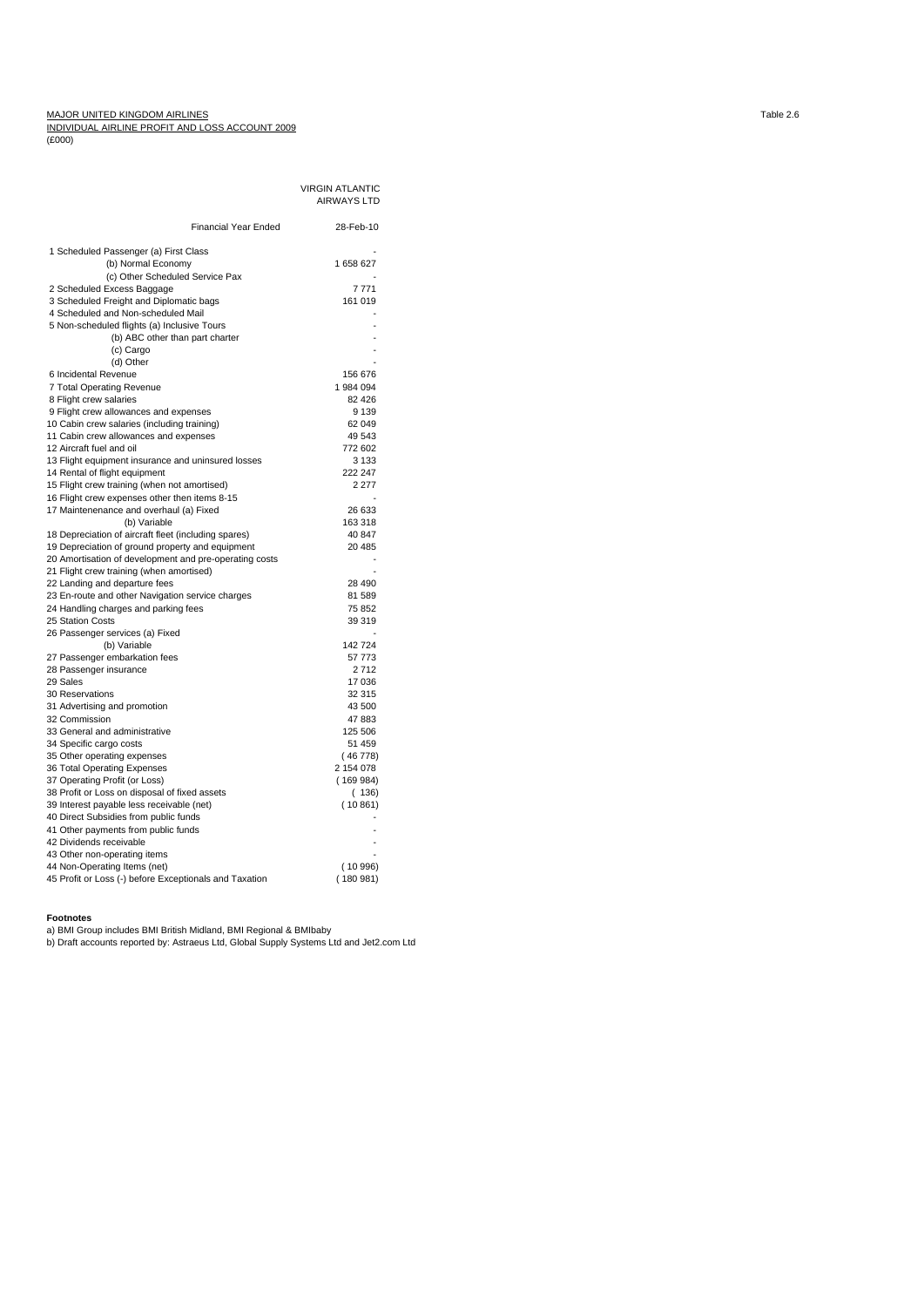MAJOR UNITED KINGDOM AIRLINES

INDIVIDUAL AIRLINE PROFIT AND LOSS ACCOUNT 2009

(£000)

Table 2.6

| | VIRGIN ATLANTIC AIRWAYS LTD |
|---|---|
| Financial Year Ended | 28-Feb-10 |
| 1 Scheduled Passenger (a) First Class | - |
| (b) Normal Economy | 1 658 627 |
| (c) Other Scheduled Service Pax | - |
| 2 Scheduled Excess Baggage | 7 771 |
| 3 Scheduled Freight and Diplomatic bags | 161 019 |
| 4 Scheduled and Non-scheduled Mail | - |
| 5 Non-scheduled flights (a) Inclusive Tours | - |
| (b) ABC other than part charter | - |
| (c) Cargo | - |
| (d) Other | - |
| 6 Incidental Revenue | 156 676 |
| 7 Total Operating Revenue | 1 984 094 |
| 8 Flight crew salaries | 82 426 |
| 9 Flight crew allowances and expenses | 9 139 |
| 10 Cabin crew salaries (including training) | 62 049 |
| 11 Cabin crew allowances and expenses | 49 543 |
| 12 Aircraft fuel and oil | 772 602 |
| 13 Flight equipment insurance and uninsured losses | 3 133 |
| 14 Rental of flight equipment | 222 247 |
| 15 Flight crew training (when not amortised) | 2 277 |
| 16 Flight crew expenses other then items 8-15 | - |
| 17 Maintenenance and overhaul (a) Fixed | 26 633 |
| (b) Variable | 163 318 |
| 18 Depreciation of aircraft fleet (including spares) | 40 847 |
| 19 Depreciation of ground property and equipment | 20 485 |
| 20 Amortisation of development and pre-operating costs | - |
| 21 Flight crew training (when amortised) | - |
| 22 Landing and departure fees | 28 490 |
| 23 En-route and other Navigation service charges | 81 589 |
| 24 Handling charges and parking fees | 75 852 |
| 25 Station Costs | 39 319 |
| 26 Passenger services (a) Fixed | - |
| (b) Variable | 142 724 |
| 27 Passenger embarkation fees | 57 773 |
| 28 Passenger insurance | 2 712 |
| 29 Sales | 17 036 |
| 30 Reservations | 32 315 |
| 31 Advertising and promotion | 43 500 |
| 32 Commission | 47 883 |
| 33 General and administrative | 125 506 |
| 34 Specific cargo costs | 51 459 |
| 35 Other operating expenses | ( 46 778) |
| 36 Total Operating Expenses | 2 154 078 |
| 37 Operating Profit (or Loss) | ( 169 984) |
| 38 Profit or Loss on disposal of fixed assets | ( 136) |
| 39 Interest payable less receivable (net) | ( 10 861) |
| 40 Direct Subsidies from public funds | - |
| 41 Other payments from public funds | - |
| 42 Dividends receivable | - |
| 43 Other non-operating items | - |
| 44 Non-Operating Items (net) | ( 10 996) |
| 45 Profit or Loss (-) before Exceptionals and Taxation | ( 180 981) |

**Footnotes**

a) BMI Group includes BMI British Midland, BMI Regional & BMIbaby

b) Draft accounts reported by: Astraeus Ltd, Global Supply Systems Ltd and Jet2.com Ltd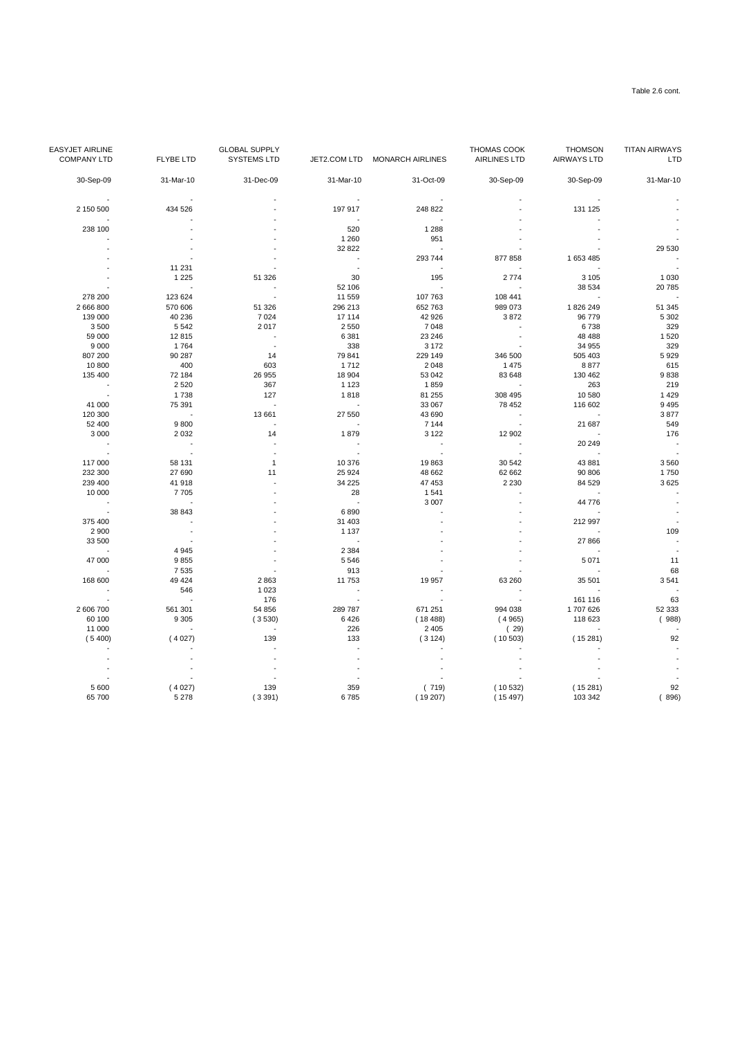Table 2.6 cont.

| EASYJET AIRLINE COMPANY LTD | FLYBE LTD | GLOBAL SUPPLY SYSTEMS LTD | JET2.COM LTD | MONARCH AIRLINES | THOMAS COOK AIRLINES LTD | THOMSON AIRWAYS LTD | TITAN AIRWAYS LTD |
|---|---|---|---|---|---|---|---|
| 30-Sep-09 | 31-Mar-10 | 31-Dec-09 | 31-Mar-10 | 31-Oct-09 | 30-Sep-09 | 30-Sep-09 | 31-Mar-10 |
| - | - | - | - | - | - | - | - |
| 2 150 500 | 434 526 | - | 197 917 | 248 822 | - | 131 125 | - |
| - | - | - | - | - | - | - | - |
| 238 100 | - | - | 520 | 1 288 | - | - | - |
| - | - | - | 1 260 | 951 | - | - | - |
| - | - | - | 32 822 | - | - | - | 29 530 |
| - | - | - | - | 293 744 | 877 858 | 1 653 485 | - |
| - | 11 231 | - | - | - | - | - | - |
| - | 1 225 | 51 326 | 30 | 195 | 2 774 | 3 105 | 1 030 |
| - | - | - | 52 106 | - | - | 38 534 | 20 785 |
| 278 200 | 123 624 | - | 11 559 | 107 763 | 108 441 | - | - |
| 2 666 800 | 570 606 | 51 326 | 296 213 | 652 763 | 989 073 | 1 826 249 | 51 345 |
| 139 000 | 40 236 | 7 024 | 17 114 | 42 926 | 3 872 | 96 779 | 5 302 |
| 3 500 | 5 542 | 2 017 | 2 550 | 7 048 | - | 6 738 | 329 |
| 59 000 | 12 815 | - | 6 381 | 23 246 | - | 48 488 | 1 520 |
| 9 000 | 1 764 | - | 338 | 3 172 | - | 34 955 | 329 |
| 807 200 | 90 287 | 14 | 79 841 | 229 149 | 346 500 | 505 403 | 5 929 |
| 10 800 | 400 | 603 | 1 712 | 2 048 | 1 475 | 8 877 | 615 |
| 135 400 | 72 184 | 26 955 | 18 904 | 53 042 | 83 648 | 130 462 | 9 838 |
| - | 2 520 | 367 | 1 123 | 1 859 | - | 263 | 219 |
| - | 1 738 | 127 | 1 818 | 81 255 | 308 495 | 10 580 | 1 429 |
| 41 000 | 75 391 | - | - | 33 067 | 78 452 | 116 602 | 9 495 |
| 120 300 | - | 13 661 | 27 550 | 43 690 | - | - | 3 877 |
| 52 400 | 9 800 | - | - | 7 144 | - | 21 687 | 549 |
| 3 000 | 2 032 | 14 | 1 879 | 3 122 | 12 902 | - | 176 |
| - | - | - | - | - | - | 20 249 | - |
| - | - | - | - | - | - | - | - |
| 117 000 | 58 131 | 1 | 10 376 | 19 863 | 30 542 | 43 881 | 3 560 |
| 232 300 | 27 690 | 11 | 25 924 | 48 662 | 62 662 | 90 806 | 1 750 |
| 239 400 | 41 918 | - | 34 225 | 47 453 | 2 230 | 84 529 | 3 625 |
| 10 000 | 7 705 | - | 28 | 1 541 | - | - | - |
| - | - | - | - | 3 007 | - | 44 776 | - |
| - | 38 843 | - | 6 890 | - | - | - | - |
| 375 400 | - | - | 31 403 | - | - | 212 997 | - |
| 2 900 | - | - | 1 137 | - | - | - | 109 |
| 33 500 | - | - | - | - | - | 27 866 | - |
| - | 4 945 | - | 2 384 | - | - | - | - |
| 47 000 | 9 855 | - | 5 546 | - | - | 5 071 | 11 |
| - | 7 535 | - | 913 | - | - | - | 68 |
| 168 600 | 49 424 | 2 863 | 11 753 | 19 957 | 63 260 | 35 501 | 3 541 |
| - | 546 | 1 023 | - | - | - | - | - |
| - | - | 176 | - | - | - | 161 116 | 63 |
| 2 606 700 | 561 301 | 54 856 | 289 787 | 671 251 | 994 038 | 1 707 626 | 52 333 |
| 60 100 | 9 305 | ( 3 530) | 6 426 | ( 18 488) | ( 4 965) | 118 623 | ( 988) |
| 11 000 | - | - | 226 | 2 405 | ( 29) | - | - |
| ( 5 400) | ( 4 027) | 139 | 133 | ( 3 124) | ( 10 503) | ( 15 281) | 92 |
| - | - | - | - | - | - | - | - |
| - | - | - | - | - | - | - | - |
| - | - | - | - | - | - | - | - |
| - | - | - | - | - | - | - | - |
| 5 600 | ( 4 027) | 139 | 359 | ( 719) | ( 10 532) | ( 15 281) | 92 |
| 65 700 | 5 278 | ( 3 391) | 6 785 | ( 19 207) | ( 15 497) | 103 342 | ( 896) |